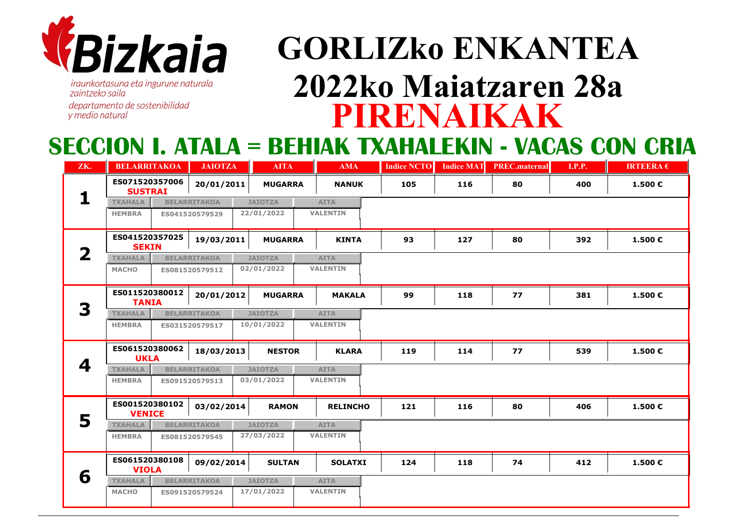**Bizkaia**

*iraunkortasuna eta ingurune naturala zaintzeko saila*
*departamento de sostenibilidad y medio natural*

# GORLIZko ENKANTEA
## 2022ko Maiatzaren 28a
## PIRENAIKAK

## SECCION I. ATALA = BEHIAK TXAHALEKIN - VACAS CON CRIA

| ZK. | BELARRITAKOA | JAIOTZA | AITA | AMA | Indice NCTO | Indice MAT | PREC.maternal | I.P.P. | IRTEERA € |
|---|---|---|---|---|---|---|---|---|---|
| 1 | ES071520357006 **SUSTRAI** | 20/01/2011 | MUGARRA | NANUK | 105 | 116 | 80 | 400 | 1.500 € |
| | TXAHALA: HEMBRA | BELARRITAKOA: ES041520579529 | JAIOTZA: 22/01/2022 | AITA: VALENTIN | | | | | |
| 2 | ES041520357025 **SEKIN** | 19/03/2011 | MUGARRA | KINTA | 93 | 127 | 80 | 392 | 1.500 € |
| | TXAHALA: MACHO | BELARRITAKOA: ES081520579512 | JAIOTZA: 02/01/2022 | AITA: VALENTIN | | | | | |
| 3 | ES011520380012 **TANIA** | 20/01/2012 | MUGARRA | MAKALA | 99 | 118 | 77 | 381 | 1.500 € |
| | TXAHALA: HEMBRA | BELARRITAKOA: ES031520579517 | JAIOTZA: 10/01/2022 | AITA: VALENTIN | | | | | |
| 4 | ES061520380062 **UKLA** | 18/03/2013 | NESTOR | KLARA | 119 | 114 | 77 | 539 | 1.500 € |
| | TXAHALA: HEMBRA | BELARRITAKOA: ES091520579513 | JAIOTZA: 03/01/2022 | AITA: VALENTIN | | | | | |
| 5 | ES001520380102 **VENICE** | 03/02/2014 | RAMON | RELINCHO | 121 | 116 | 80 | 406 | 1.500 € |
| | TXAHALA: HEMBRA | BELARRITAKOA: ES081520579545 | JAIOTZA: 27/03/2022 | AITA: VALENTIN | | | | | |
| 6 | ES061520380108 **VIOLA** | 09/02/2014 | SULTAN | SOLATXI | 124 | 118 | 74 | 412 | 1.500 € |
| | TXAHALA: MACHO | BELARRITAKOA: ES091520579524 | JAIOTZA: 17/01/2022 | AITA: VALENTIN | | | | | |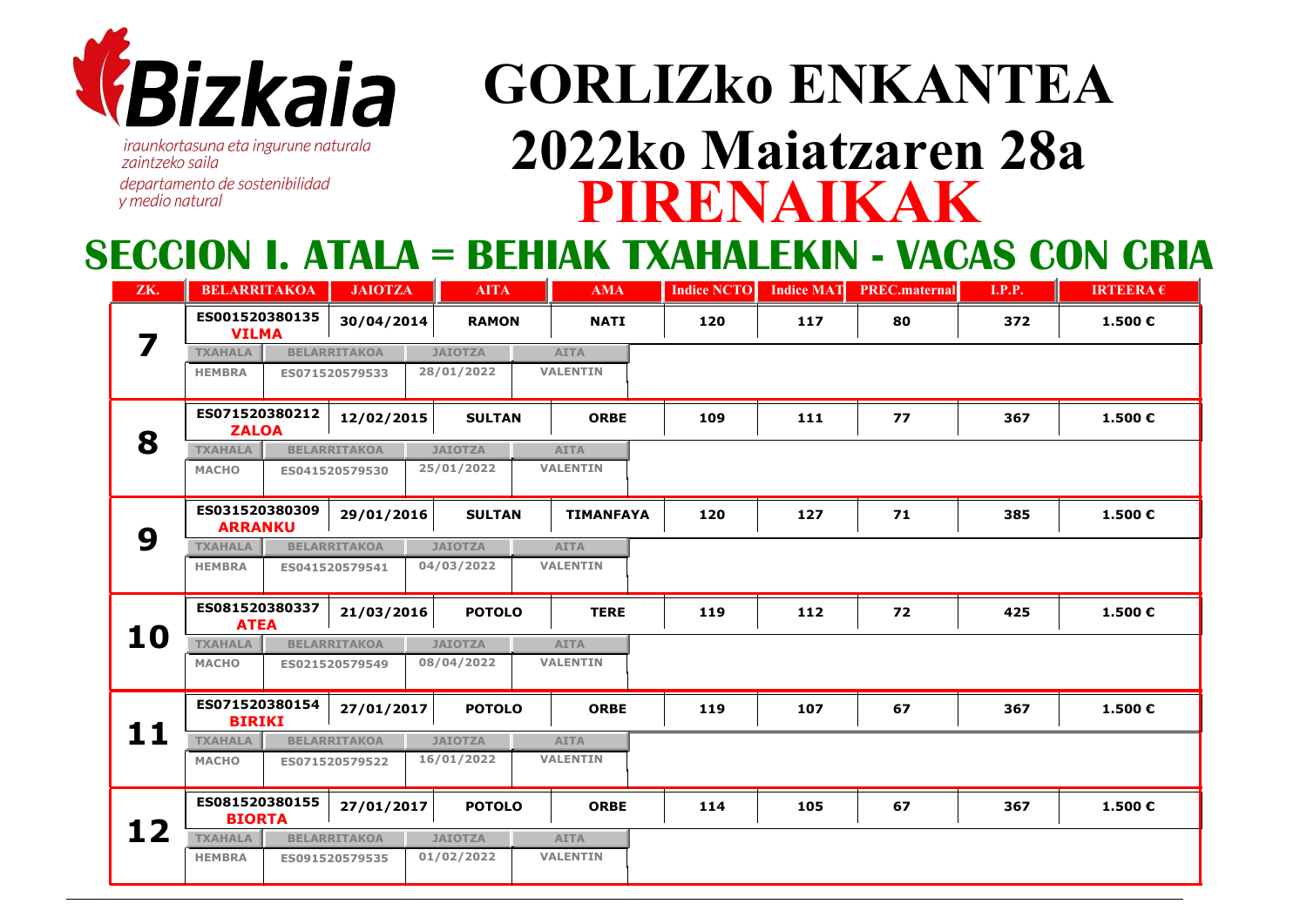Bizkaia

iraunkortasuna eta ingurune naturala zaintzeko saila

departamento de sostenibilidad y medio natural

# GORLIZko ENKANTEA

# 2022ko Maiatzaren 28a

# PIRENAIKAK

## SECCION I. ATALA = BEHIAK TXAHALEKIN - VACAS CON CRIA

| ZK. | BELARRITAKOA | JAIOTZA | AITA | AMA | Indice NCTO | Indice MAT | PREC.maternal | I.P.P. | IRTEERA € |
|---|---|---|---|---|---|---|---|---|---|
| 7 | ES001520380135 VILMA | 30/04/2014 | RAMON | NATI | 120 | 117 | 80 | 372 | 1.500 € |
| | TXAHALA: HEMBRA | BELARRITAKOA: ES071520579533 | JAIOTZA: 28/01/2022 | AITA: VALENTIN | | | | | |
| 8 | ES071520380212 ZALOA | 12/02/2015 | SULTAN | ORBE | 109 | 111 | 77 | 367 | 1.500 € |
| | TXAHALA: MACHO | BELARRITAKOA: ES041520579530 | JAIOTZA: 25/01/2022 | AITA: VALENTIN | | | | | |
| 9 | ES031520380309 ARRANKU | 29/01/2016 | SULTAN | TIMANFAYA | 120 | 127 | 71 | 385 | 1.500 € |
| | TXAHALA: HEMBRA | BELARRITAKOA: ES041520579541 | JAIOTZA: 04/03/2022 | AITA: VALENTIN | | | | | |
| 10 | ES081520380337 ATEA | 21/03/2016 | POTOLO | TERE | 119 | 112 | 72 | 425 | 1.500 € |
| | TXAHALA: MACHO | BELARRITAKOA: ES021520579549 | JAIOTZA: 08/04/2022 | AITA: VALENTIN | | | | | |
| 11 | ES071520380154 BIRIKI | 27/01/2017 | POTOLO | ORBE | 119 | 107 | 67 | 367 | 1.500 € |
| | TXAHALA: MACHO | BELARRITAKOA: ES071520579522 | JAIOTZA: 16/01/2022 | AITA: VALENTIN | | | | | |
| 12 | ES081520380155 BIORTA | 27/01/2017 | POTOLO | ORBE | 114 | 105 | 67 | 367 | 1.500 € |
| | TXAHALA: HEMBRA | BELARRITAKOA: ES091520579535 | JAIOTZA: 01/02/2022 | AITA: VALENTIN | | | | | |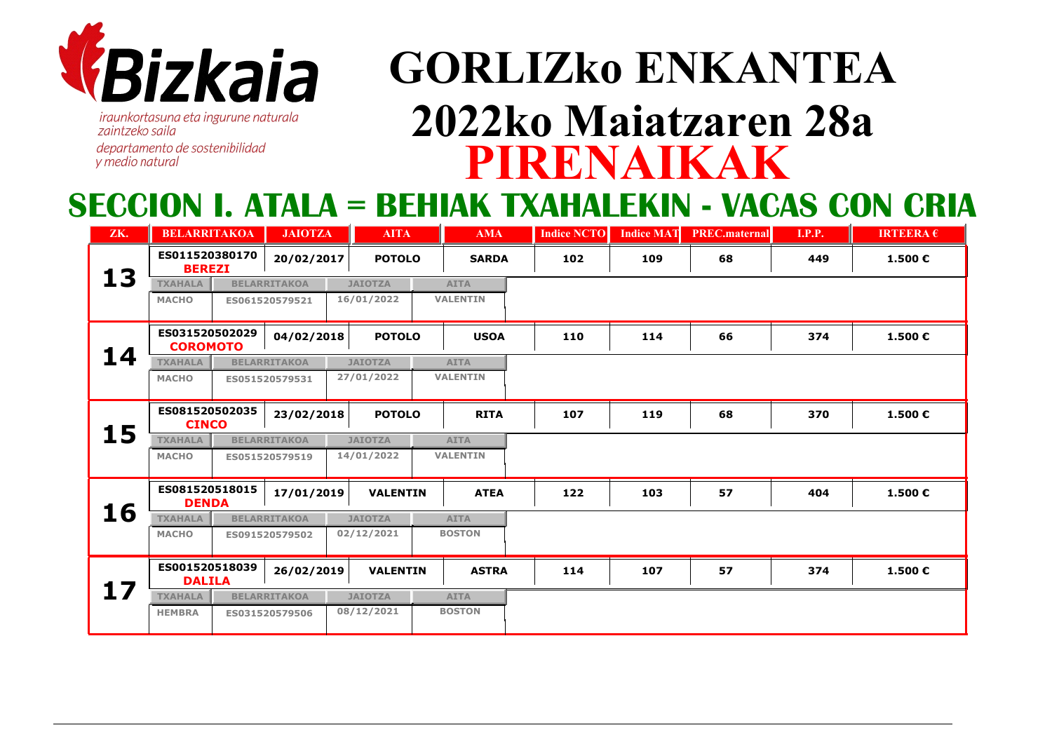**Bizkaia**

iraunkortasuna eta ingurune naturala zaintzeko saila

departamento de sostenibilidad y medio natural

# GORLIZko ENKANTEA

## 2022ko Maiatzaren 28a

## PIRENAIKAK

## SECCION I. ATALA = BEHIAK TXAHALEKIN - VACAS CON CRIA

| ZK. | BELARRITAKOA | JAIOTZA | AITA | AMA | Indice NCTO | Indice MAT | PREC.maternal | I.P.P. | IRTEERA € |
|---|---|---|---|---|---|---|---|---|---|
| 13 | ES011520380170 BEREZI | 20/02/2017 | POTOLO | SARDA | 102 | 109 | 68 | 449 | 1.500 € |
| | TXAHALA: MACHO | BELARRITAKOA: ES061520579521 | JAIOTZA: 16/01/2022 | AITA: VALENTIN | | | | | |
| 14 | ES031520502029 COROMOTO | 04/02/2018 | POTOLO | USOA | 110 | 114 | 66 | 374 | 1.500 € |
| | TXAHALA: MACHO | BELARRITAKOA: ES051520579531 | JAIOTZA: 27/01/2022 | AITA: VALENTIN | | | | | |
| 15 | ES081520502035 CINCO | 23/02/2018 | POTOLO | RITA | 107 | 119 | 68 | 370 | 1.500 € |
| | TXAHALA: MACHO | BELARRITAKOA: ES051520579519 | JAIOTZA: 14/01/2022 | AITA: VALENTIN | | | | | |
| 16 | ES081520518015 DENDA | 17/01/2019 | VALENTIN | ATEA | 122 | 103 | 57 | 404 | 1.500 € |
| | TXAHALA: MACHO | BELARRITAKOA: ES091520579502 | JAIOTZA: 02/12/2021 | AITA: BOSTON | | | | | |
| 17 | ES001520518039 DALILA | 26/02/2019 | VALENTIN | ASTRA | 114 | 107 | 57 | 374 | 1.500 € |
| | TXAHALA: HEMBRA | BELARRITAKOA: ES031520579506 | JAIOTZA: 08/12/2021 | AITA: BOSTON | | | | | |